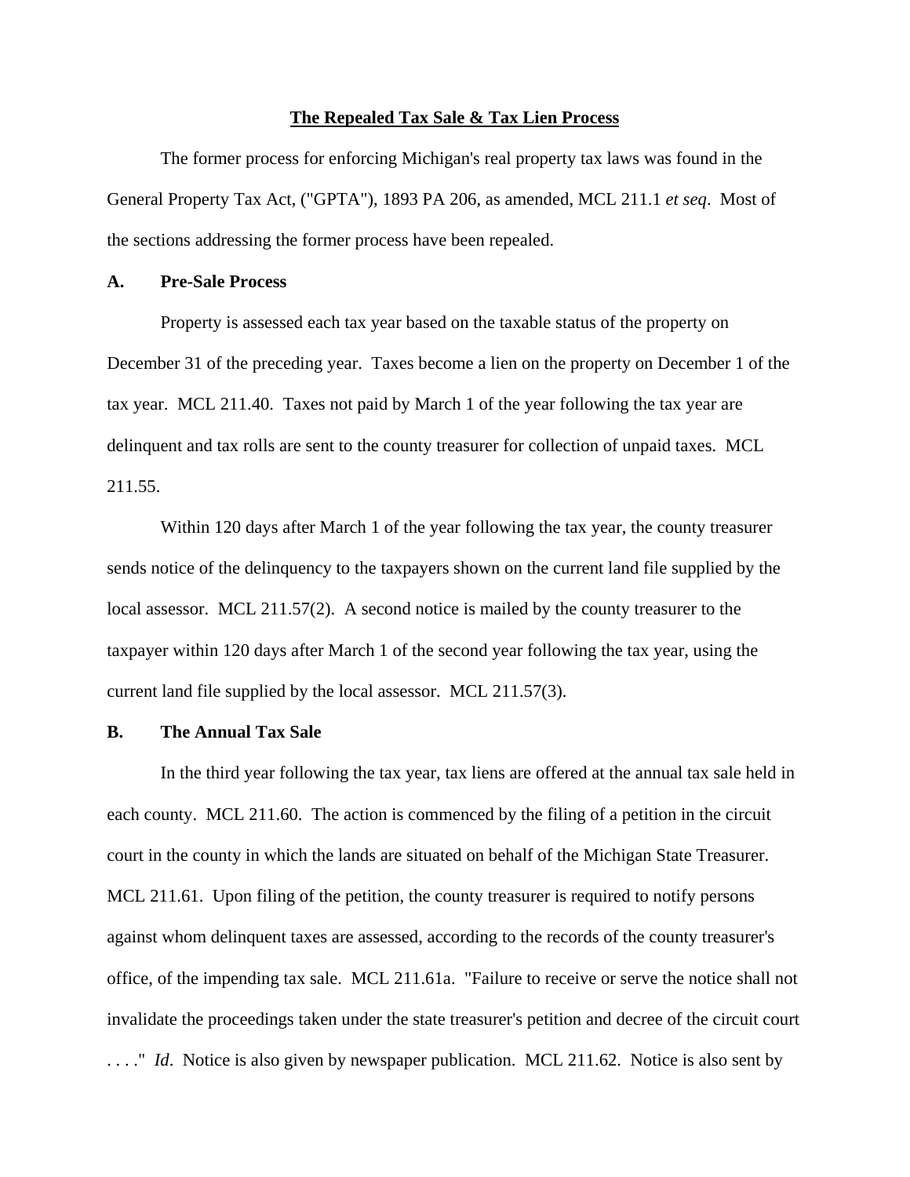# The Repealed Tax Sale & Tax Lien Process

The former process for enforcing Michigan's real property tax laws was found in the General Property Tax Act, ("GPTA"), 1893 PA 206, as amended, MCL 211.1 *et seq*. Most of the sections addressing the former process have been repealed.

## A. Pre-Sale Process

Property is assessed each tax year based on the taxable status of the property on December 31 of the preceding year. Taxes become a lien on the property on December 1 of the tax year. MCL 211.40. Taxes not paid by March 1 of the year following the tax year are delinquent and tax rolls are sent to the county treasurer for collection of unpaid taxes. MCL 211.55.

Within 120 days after March 1 of the year following the tax year, the county treasurer sends notice of the delinquency to the taxpayers shown on the current land file supplied by the local assessor. MCL 211.57(2). A second notice is mailed by the county treasurer to the taxpayer within 120 days after March 1 of the second year following the tax year, using the current land file supplied by the local assessor. MCL 211.57(3).

## B. The Annual Tax Sale

In the third year following the tax year, tax liens are offered at the annual tax sale held in each county. MCL 211.60. The action is commenced by the filing of a petition in the circuit court in the county in which the lands are situated on behalf of the Michigan State Treasurer. MCL 211.61. Upon filing of the petition, the county treasurer is required to notify persons against whom delinquent taxes are assessed, according to the records of the county treasurer's office, of the impending tax sale. MCL 211.61a. "Failure to receive or serve the notice shall not invalidate the proceedings taken under the state treasurer's petition and decree of the circuit court . . . ." *Id*. Notice is also given by newspaper publication. MCL 211.62. Notice is also sent by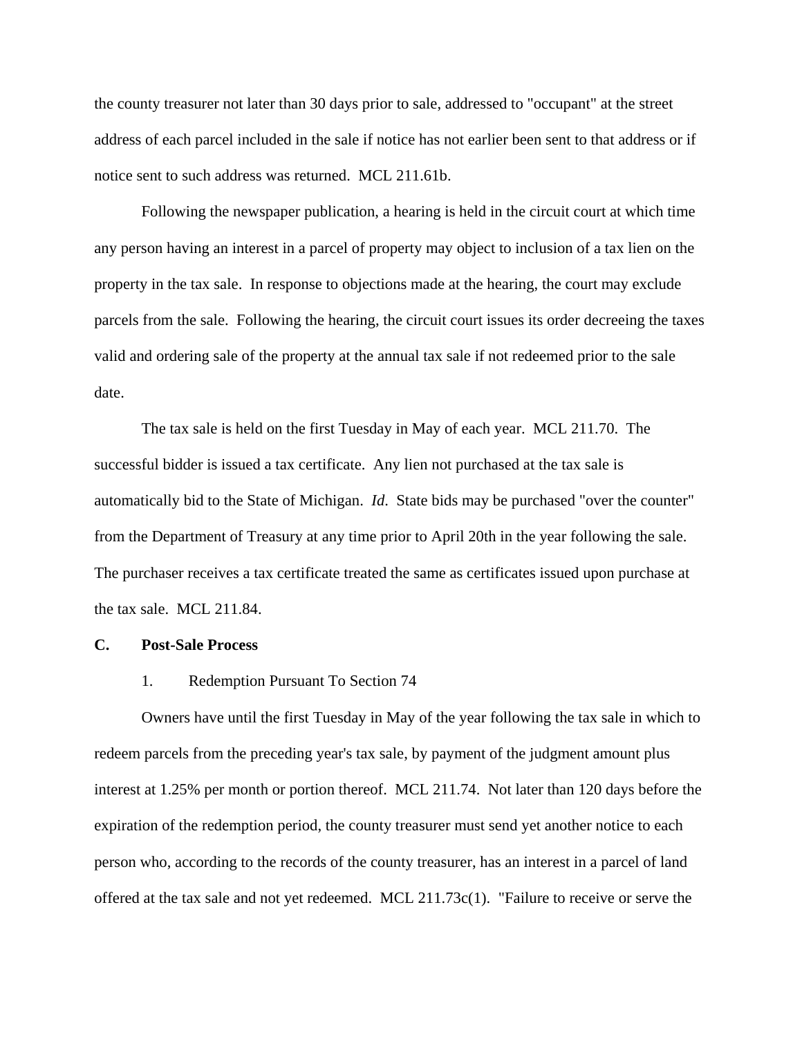the county treasurer not later than 30 days prior to sale, addressed to "occupant" at the street address of each parcel included in the sale if notice has not earlier been sent to that address or if notice sent to such address was returned. MCL 211.61b.

Following the newspaper publication, a hearing is held in the circuit court at which time any person having an interest in a parcel of property may object to inclusion of a tax lien on the property in the tax sale. In response to objections made at the hearing, the court may exclude parcels from the sale. Following the hearing, the circuit court issues its order decreeing the taxes valid and ordering sale of the property at the annual tax sale if not redeemed prior to the sale date.

The tax sale is held on the first Tuesday in May of each year. MCL 211.70. The successful bidder is issued a tax certificate. Any lien not purchased at the tax sale is automatically bid to the State of Michigan. *Id*. State bids may be purchased "over the counter" from the Department of Treasury at any time prior to April 20th in the year following the sale. The purchaser receives a tax certificate treated the same as certificates issued upon purchase at the tax sale. MCL 211.84.

**C. Post-Sale Process**

1. Redemption Pursuant To Section 74

Owners have until the first Tuesday in May of the year following the tax sale in which to redeem parcels from the preceding year's tax sale, by payment of the judgment amount plus interest at 1.25% per month or portion thereof. MCL 211.74. Not later than 120 days before the expiration of the redemption period, the county treasurer must send yet another notice to each person who, according to the records of the county treasurer, has an interest in a parcel of land offered at the tax sale and not yet redeemed. MCL 211.73c(1). "Failure to receive or serve the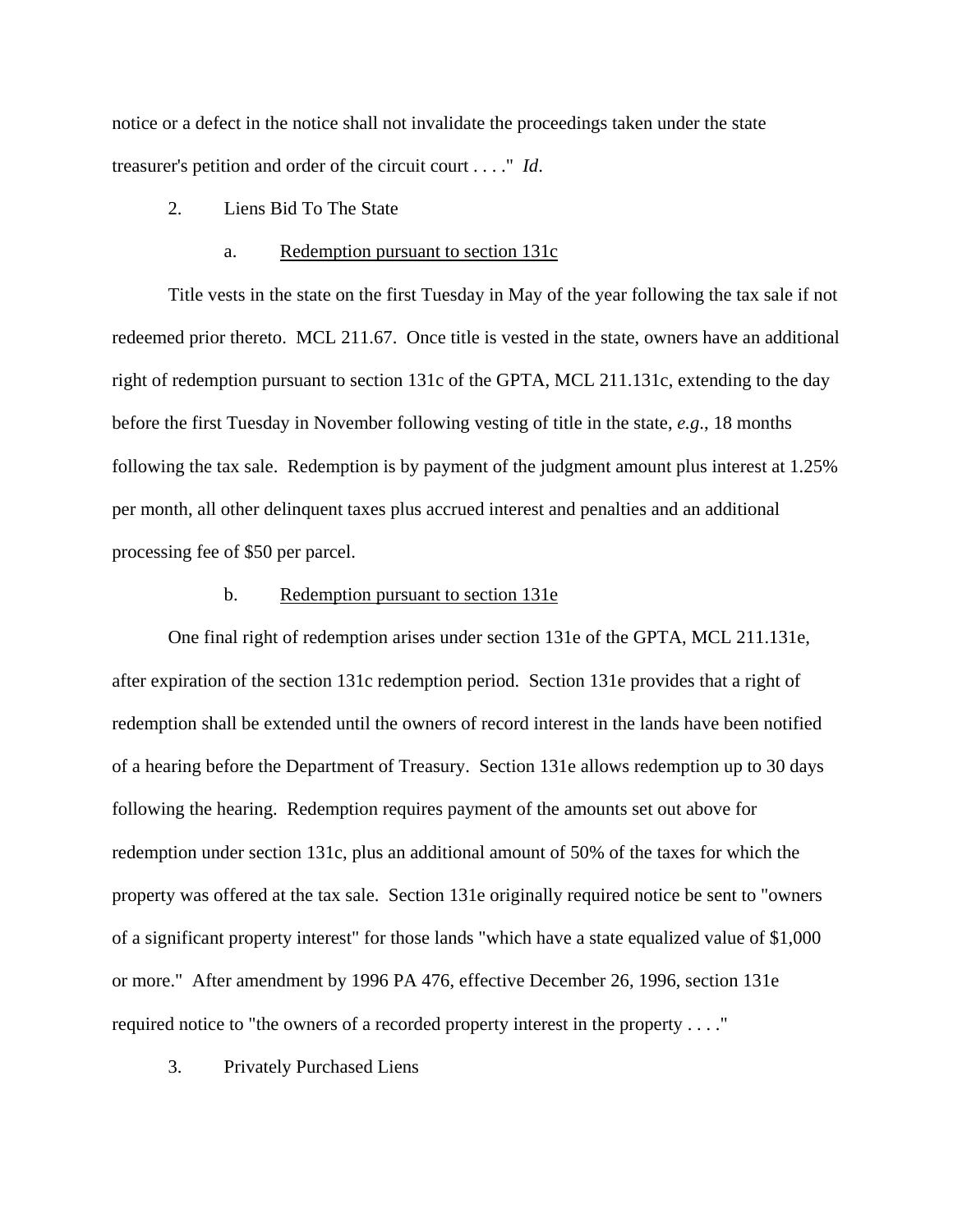notice or a defect in the notice shall not invalidate the proceedings taken under the state treasurer's petition and order of the circuit court . . . ." *Id*.

2. Liens Bid To The State

a. Redemption pursuant to section 131c

Title vests in the state on the first Tuesday in May of the year following the tax sale if not redeemed prior thereto. MCL 211.67. Once title is vested in the state, owners have an additional right of redemption pursuant to section 131c of the GPTA, MCL 211.131c, extending to the day before the first Tuesday in November following vesting of title in the state, *e.g.*, 18 months following the tax sale. Redemption is by payment of the judgment amount plus interest at 1.25% per month, all other delinquent taxes plus accrued interest and penalties and an additional processing fee of $50 per parcel.

b. Redemption pursuant to section 131e

One final right of redemption arises under section 131e of the GPTA, MCL 211.131e, after expiration of the section 131c redemption period. Section 131e provides that a right of redemption shall be extended until the owners of record interest in the lands have been notified of a hearing before the Department of Treasury. Section 131e allows redemption up to 30 days following the hearing. Redemption requires payment of the amounts set out above for redemption under section 131c, plus an additional amount of 50% of the taxes for which the property was offered at the tax sale. Section 131e originally required notice be sent to "owners of a significant property interest" for those lands "which have a state equalized value of $1,000 or more." After amendment by 1996 PA 476, effective December 26, 1996, section 131e required notice to "the owners of a recorded property interest in the property . . . ."

3. Privately Purchased Liens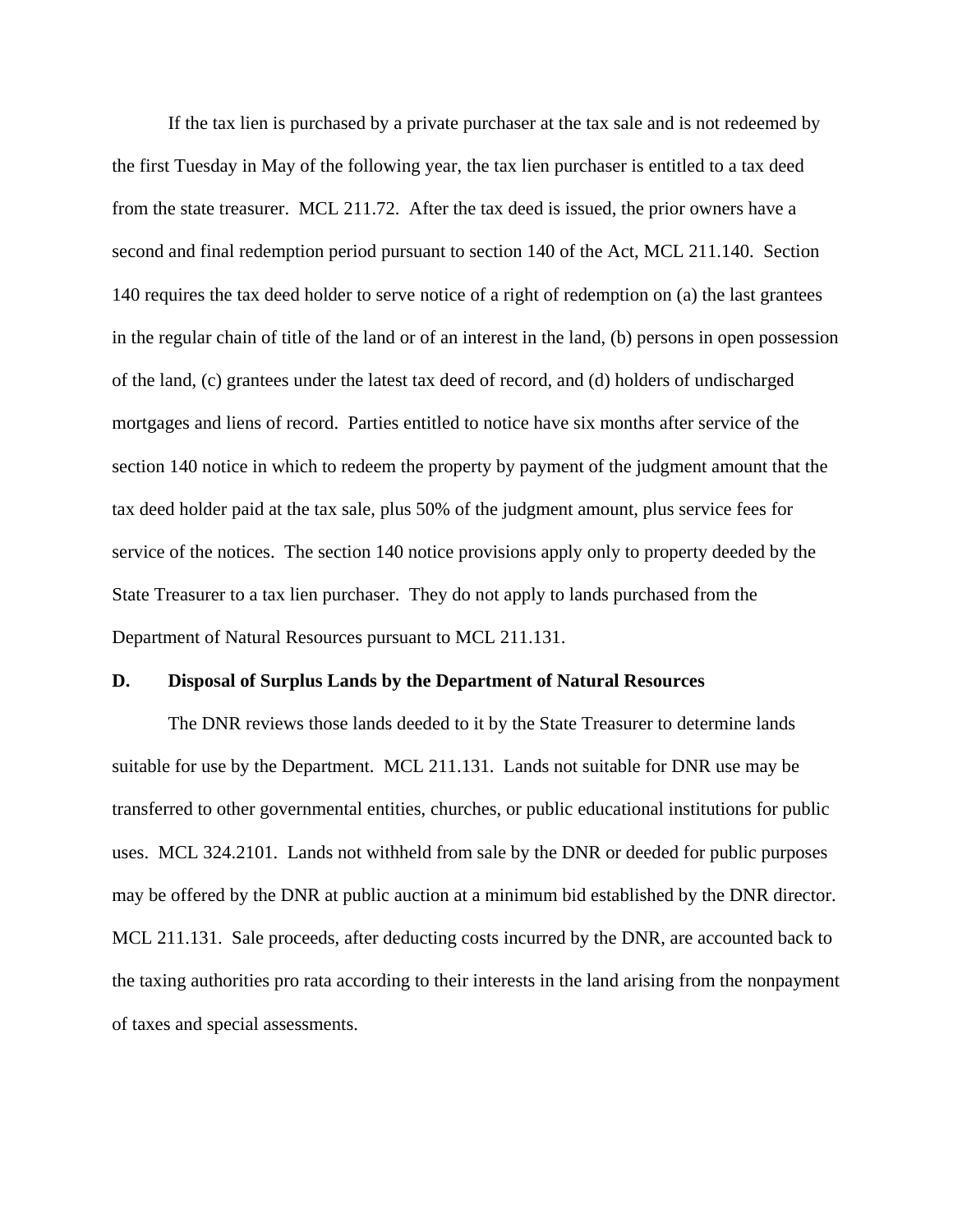If the tax lien is purchased by a private purchaser at the tax sale and is not redeemed by the first Tuesday in May of the following year, the tax lien purchaser is entitled to a tax deed from the state treasurer. MCL 211.72. After the tax deed is issued, the prior owners have a second and final redemption period pursuant to section 140 of the Act, MCL 211.140. Section 140 requires the tax deed holder to serve notice of a right of redemption on (a) the last grantees in the regular chain of title of the land or of an interest in the land, (b) persons in open possession of the land, (c) grantees under the latest tax deed of record, and (d) holders of undischarged mortgages and liens of record. Parties entitled to notice have six months after service of the section 140 notice in which to redeem the property by payment of the judgment amount that the tax deed holder paid at the tax sale, plus 50% of the judgment amount, plus service fees for service of the notices. The section 140 notice provisions apply only to property deeded by the State Treasurer to a tax lien purchaser. They do not apply to lands purchased from the Department of Natural Resources pursuant to MCL 211.131.

**D. Disposal of Surplus Lands by the Department of Natural Resources**

The DNR reviews those lands deeded to it by the State Treasurer to determine lands suitable for use by the Department. MCL 211.131. Lands not suitable for DNR use may be transferred to other governmental entities, churches, or public educational institutions for public uses. MCL 324.2101. Lands not withheld from sale by the DNR or deeded for public purposes may be offered by the DNR at public auction at a minimum bid established by the DNR director. MCL 211.131. Sale proceeds, after deducting costs incurred by the DNR, are accounted back to the taxing authorities pro rata according to their interests in the land arising from the nonpayment of taxes and special assessments.